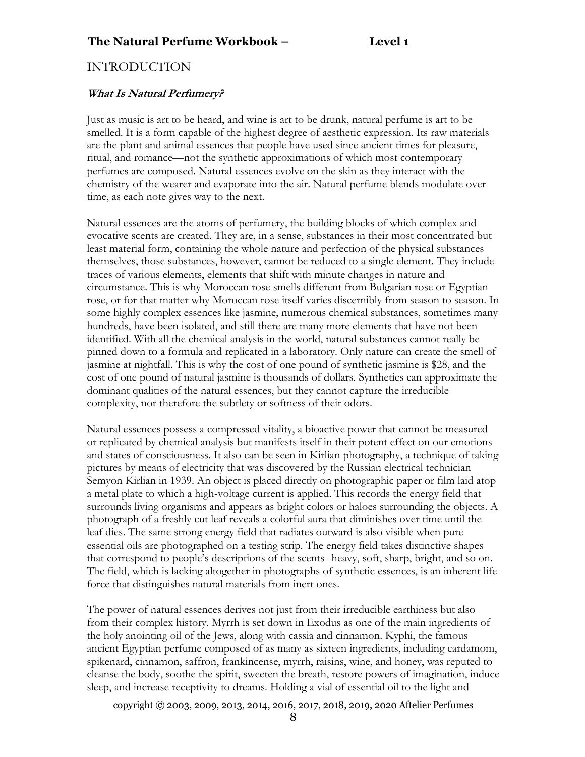## INTRODUCTION

### *What Is Natural Perfumery?*

Just as music is art to be heard, and wine is art to be drunk, natural perfume is art to be smelled. It is a form capable of the highest degree of aesthetic expression. Its raw materials are the plant and animal essences that people have used since ancient times for pleasure, ritual, and romance—not the synthetic approximations of which most contemporary perfumes are composed. Natural essences evolve on the skin as they interact with the chemistry of the wearer and evaporate into the air. Natural perfume blends modulate over time, as each note gives way to the next.

Natural essences are the atoms of perfumery, the building blocks of which complex and evocative scents are created. They are, in a sense, substances in their most concentrated but least material form, containing the whole nature and perfection of the physical substances themselves, those substances, however, cannot be reduced to a single element. They include traces of various elements, elements that shift with minute changes in nature and circumstance. This is why Moroccan rose smells different from Bulgarian rose or Egyptian rose, or for that matter why Moroccan rose itself varies discernibly from season to season. In some highly complex essences like jasmine, numerous chemical substances, sometimes many hundreds, have been isolated, and still there are many more elements that have not been identified. With all the chemical analysis in the world, natural substances cannot really be pinned down to a formula and replicated in a laboratory. Only nature can create the smell of jasmine at nightfall. This is why the cost of one pound of synthetic jasmine is $28, and the cost of one pound of natural jasmine is thousands of dollars. Synthetics can approximate the dominant qualities of the natural essences, but they cannot capture the irreducible complexity, nor therefore the subtlety or softness of their odors.

Natural essences possess a compressed vitality, a bioactive power that cannot be measured or replicated by chemical analysis but manifests itself in their potent effect on our emotions and states of consciousness. It also can be seen in Kirlian photography, a technique of taking pictures by means of electricity that was discovered by the Russian electrical technician Semyon Kirlian in 1939. An object is placed directly on photographic paper or film laid atop a metal plate to which a high-voltage current is applied. This records the energy field that surrounds living organisms and appears as bright colors or haloes surrounding the objects. A photograph of a freshly cut leaf reveals a colorful aura that diminishes over time until the leaf dies. The same strong energy field that radiates outward is also visible when pure essential oils are photographed on a testing strip. The energy field takes distinctive shapes that correspond to people's descriptions of the scents--heavy, soft, sharp, bright, and so on. The field, which is lacking altogether in photographs of synthetic essences, is an inherent life force that distinguishes natural materials from inert ones.

The power of natural essences derives not just from their irreducible earthiness but also from their complex history. Myrrh is set down in Exodus as one of the main ingredients of the holy anointing oil of the Jews, along with cassia and cinnamon. Kyphi, the famous ancient Egyptian perfume composed of as many as sixteen ingredients, including cardamom, spikenard, cinnamon, saffron, frankincense, myrrh, raisins, wine, and honey, was reputed to cleanse the body, soothe the spirit, sweeten the breath, restore powers of imagination, induce sleep, and increase receptivity to dreams. Holding a vial of essential oil to the light and

copyright © 2003, 2009, 2013, 2014, 2016, 2017, 2018, 2019, 2020 Aftelier Perfumes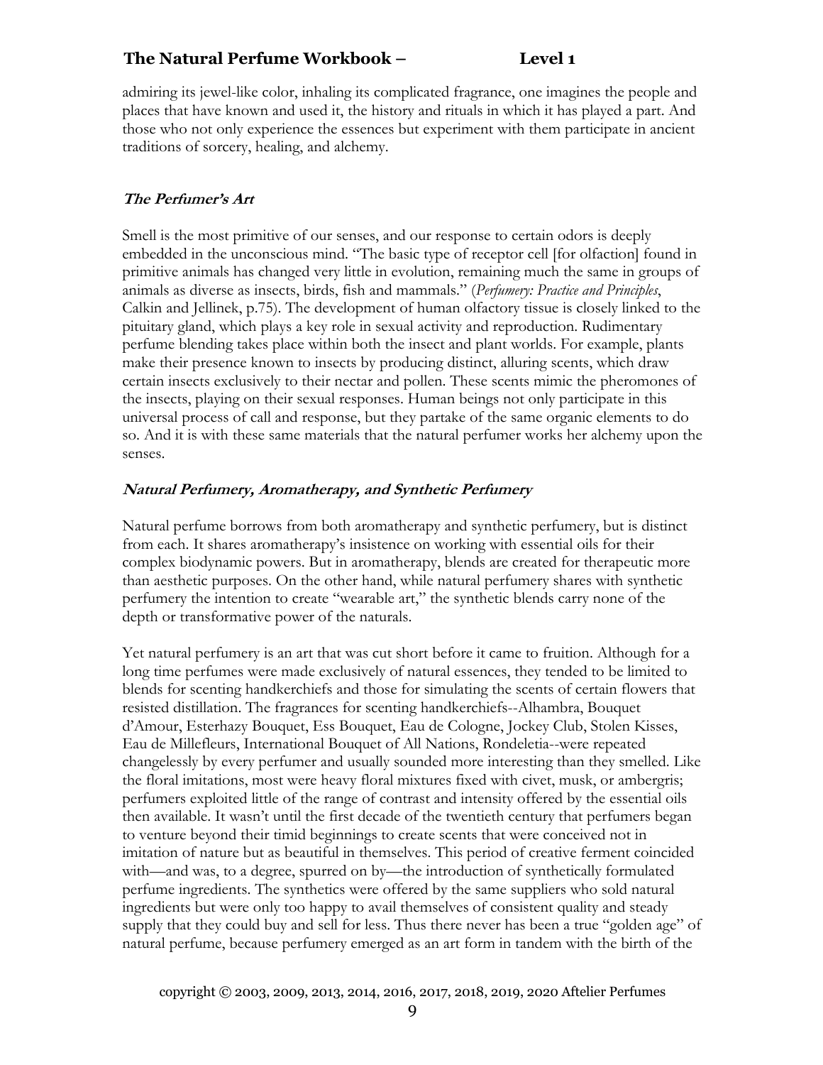admiring its jewel-like color, inhaling its complicated fragrance, one imagines the people and places that have known and used it, the history and rituals in which it has played a part. And those who not only experience the essences but experiment with them participate in ancient traditions of sorcery, healing, and alchemy.

### ***The Perfumer's Art***

Smell is the most primitive of our senses, and our response to certain odors is deeply embedded in the unconscious mind. "The basic type of receptor cell [for olfaction] found in primitive animals has changed very little in evolution, remaining much the same in groups of animals as diverse as insects, birds, fish and mammals." (*Perfumery: Practice and Principles*, Calkin and Jellinek, p.75). The development of human olfactory tissue is closely linked to the pituitary gland, which plays a key role in sexual activity and reproduction. Rudimentary perfume blending takes place within both the insect and plant worlds. For example, plants make their presence known to insects by producing distinct, alluring scents, which draw certain insects exclusively to their nectar and pollen. These scents mimic the pheromones of the insects, playing on their sexual responses. Human beings not only participate in this universal process of call and response, but they partake of the same organic elements to do so. And it is with these same materials that the natural perfumer works her alchemy upon the senses.

### ***Natural Perfumery, Aromatherapy, and Synthetic Perfumery***

Natural perfume borrows from both aromatherapy and synthetic perfumery, but is distinct from each. It shares aromatherapy's insistence on working with essential oils for their complex biodynamic powers. But in aromatherapy, blends are created for therapeutic more than aesthetic purposes. On the other hand, while natural perfumery shares with synthetic perfumery the intention to create "wearable art," the synthetic blends carry none of the depth or transformative power of the naturals.

Yet natural perfumery is an art that was cut short before it came to fruition. Although for a long time perfumes were made exclusively of natural essences, they tended to be limited to blends for scenting handkerchiefs and those for simulating the scents of certain flowers that resisted distillation. The fragrances for scenting handkerchiefs--Alhambra, Bouquet d'Amour, Esterhazy Bouquet, Ess Bouquet, Eau de Cologne, Jockey Club, Stolen Kisses, Eau de Millefleurs, International Bouquet of All Nations, Rondeletia--were repeated changelessly by every perfumer and usually sounded more interesting than they smelled. Like the floral imitations, most were heavy floral mixtures fixed with civet, musk, or ambergris; perfumers exploited little of the range of contrast and intensity offered by the essential oils then available. It wasn't until the first decade of the twentieth century that perfumers began to venture beyond their timid beginnings to create scents that were conceived not in imitation of nature but as beautiful in themselves. This period of creative ferment coincided with—and was, to a degree, spurred on by—the introduction of synthetically formulated perfume ingredients. The synthetics were offered by the same suppliers who sold natural ingredients but were only too happy to avail themselves of consistent quality and steady supply that they could buy and sell for less. Thus there never has been a true "golden age" of natural perfume, because perfumery emerged as an art form in tandem with the birth of the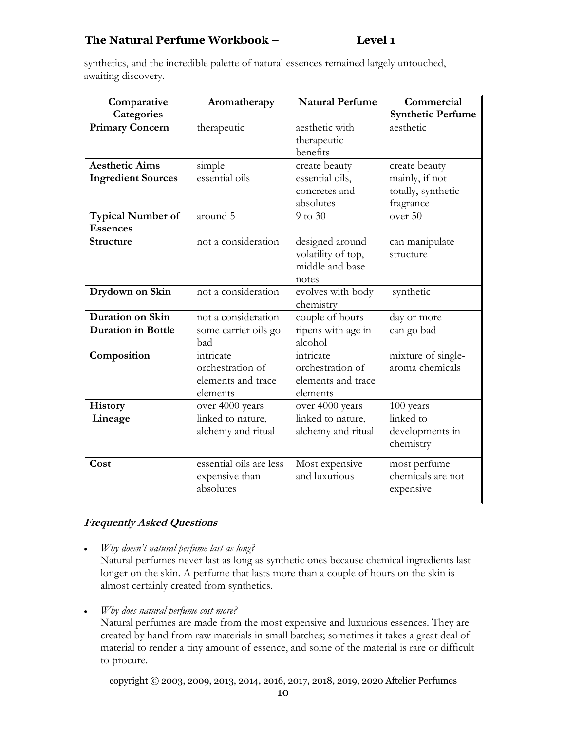synthetics, and the incredible palette of natural essences remained largely untouched, awaiting discovery.

| Comparative Categories | Aromatherapy | Natural Perfume | Commercial Synthetic Perfume |
|---|---|---|---|
| **Primary Concern** | therapeutic | aesthetic with therapeutic benefits | aesthetic |
| **Aesthetic Aims** | simple | create beauty | create beauty |
| **Ingredient Sources** | essential oils | essential oils, concretes and absolutes | mainly, if not totally, synthetic fragrance |
| **Typical Number of Essences** | around 5 | 9 to 30 | over 50 |
| **Structure** | not a consideration | designed around volatility of top, middle and base notes | can manipulate structure |
| **Drydown on Skin** | not a consideration | evolves with body chemistry | synthetic |
| **Duration on Skin** | not a consideration | couple of hours | day or more |
| **Duration in Bottle** | some carrier oils go bad | ripens with age in alcohol | can go bad |
| **Composition** | intricate orchestration of elements and trace elements | intricate orchestration of elements and trace elements | mixture of single-aroma chemicals |
| **History** | over 4000 years | over 4000 years | 100 years |
| **Lineage** | linked to nature, alchemy and ritual | linked to nature, alchemy and ritual | linked to developments in chemistry |
| **Cost** | essential oils are less expensive than absolutes | Most expensive and luxurious | most perfume chemicals are not expensive |

### ***Frequently Asked Questions***

- *Why doesn't natural perfume last as long?*
  Natural perfumes never last as long as synthetic ones because chemical ingredients last longer on the skin. A perfume that lasts more than a couple of hours on the skin is almost certainly created from synthetics.

- *Why does natural perfume cost more?*
  Natural perfumes are made from the most expensive and luxurious essences. They are created by hand from raw materials in small batches; sometimes it takes a great deal of material to render a tiny amount of essence, and some of the material is rare or difficult to procure.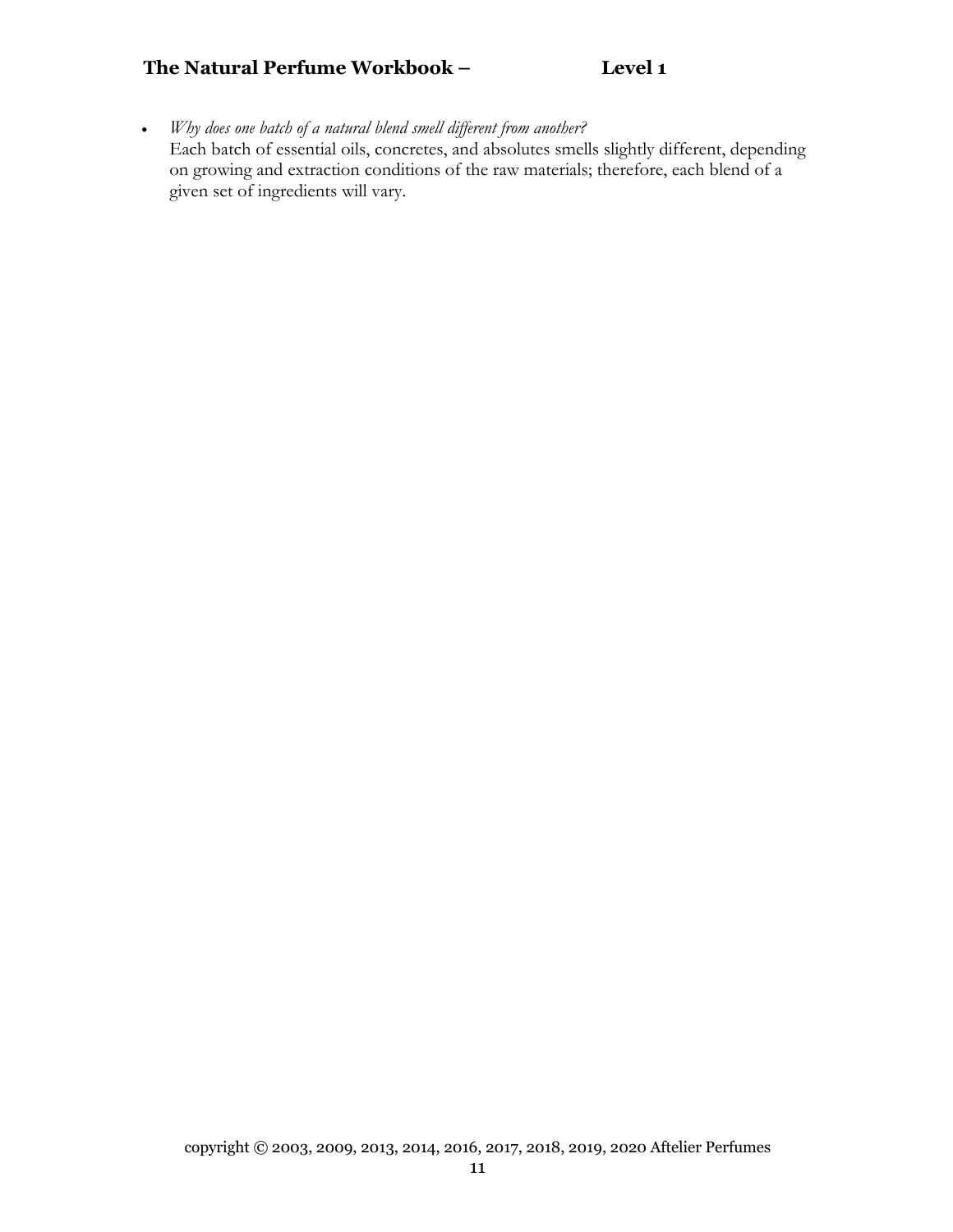- *Why does one batch of a natural blend smell different from another?*
  Each batch of essential oils, concretes, and absolutes smells slightly different, depending on growing and extraction conditions of the raw materials; therefore, each blend of a given set of ingredients will vary.